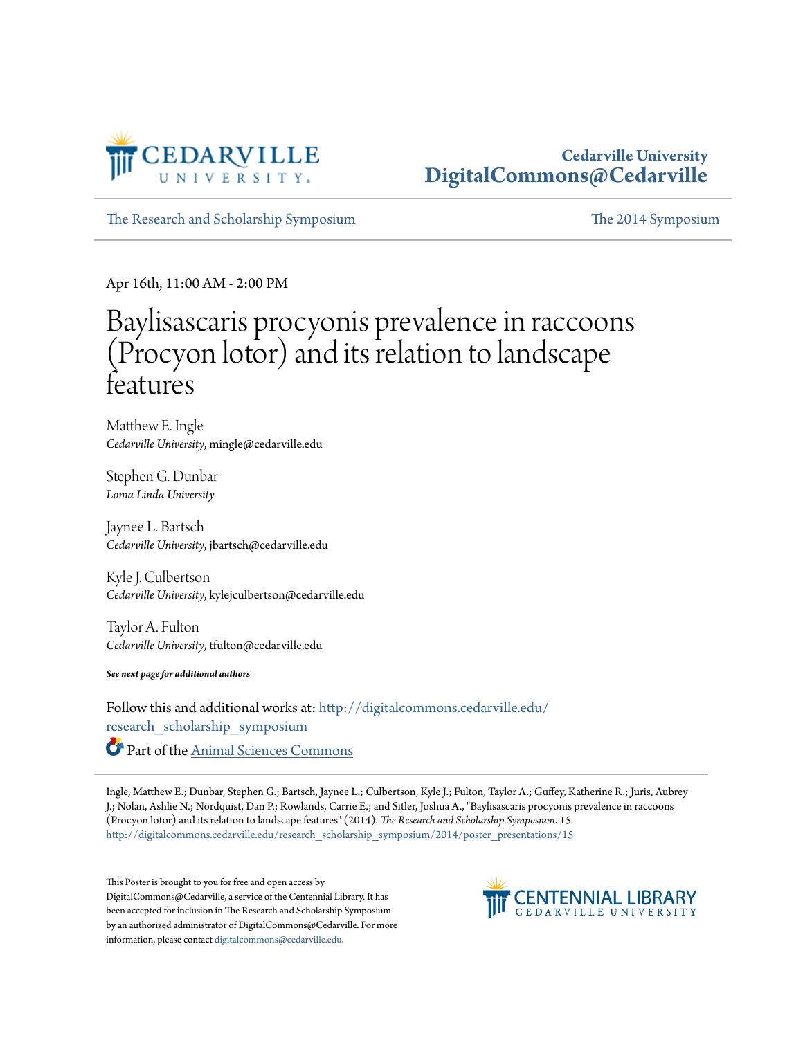Cedarville University
DigitalCommons@Cedarville

The Research and Scholarship Symposium | The 2014 Symposium

Apr 16th, 11:00 AM - 2:00 PM

# Baylisascaris procyonis prevalence in raccoons (Procyon lotor) and its relation to landscape features

Matthew E. Ingle
*Cedarville University*, mingle@cedarville.edu

Stephen G. Dunbar
*Loma Linda University*

Jaynee L. Bartsch
*Cedarville University*, jbartsch@cedarville.edu

Kyle J. Culbertson
*Cedarville University*, kylejculbertson@cedarville.edu

Taylor A. Fulton
*Cedarville University*, tfulton@cedarville.edu

***See next page for additional authors***

Follow this and additional works at: http://digitalcommons.cedarville.edu/research_scholarship_symposium

Part of the Animal Sciences Commons

Ingle, Matthew E.; Dunbar, Stephen G.; Bartsch, Jaynee L.; Culbertson, Kyle J.; Fulton, Taylor A.; Guffey, Katherine R.; Juris, Aubrey J.; Nolan, Ashlie N.; Nordquist, Dan P.; Rowlands, Carrie E.; and Sitler, Joshua A., "Baylisascaris procyonis prevalence in raccoons (Procyon lotor) and its relation to landscape features" (2014). *The Research and Scholarship Symposium*. 15.
http://digitalcommons.cedarville.edu/research_scholarship_symposium/2014/poster_presentations/15

This Poster is brought to you for free and open access by DigitalCommons@Cedarville, a service of the Centennial Library. It has been accepted for inclusion in The Research and Scholarship Symposium by an authorized administrator of DigitalCommons@Cedarville. For more information, please contact digitalcommons@cedarville.edu.

CENTENNIAL LIBRARY
CEDARVILLE UNIVERSITY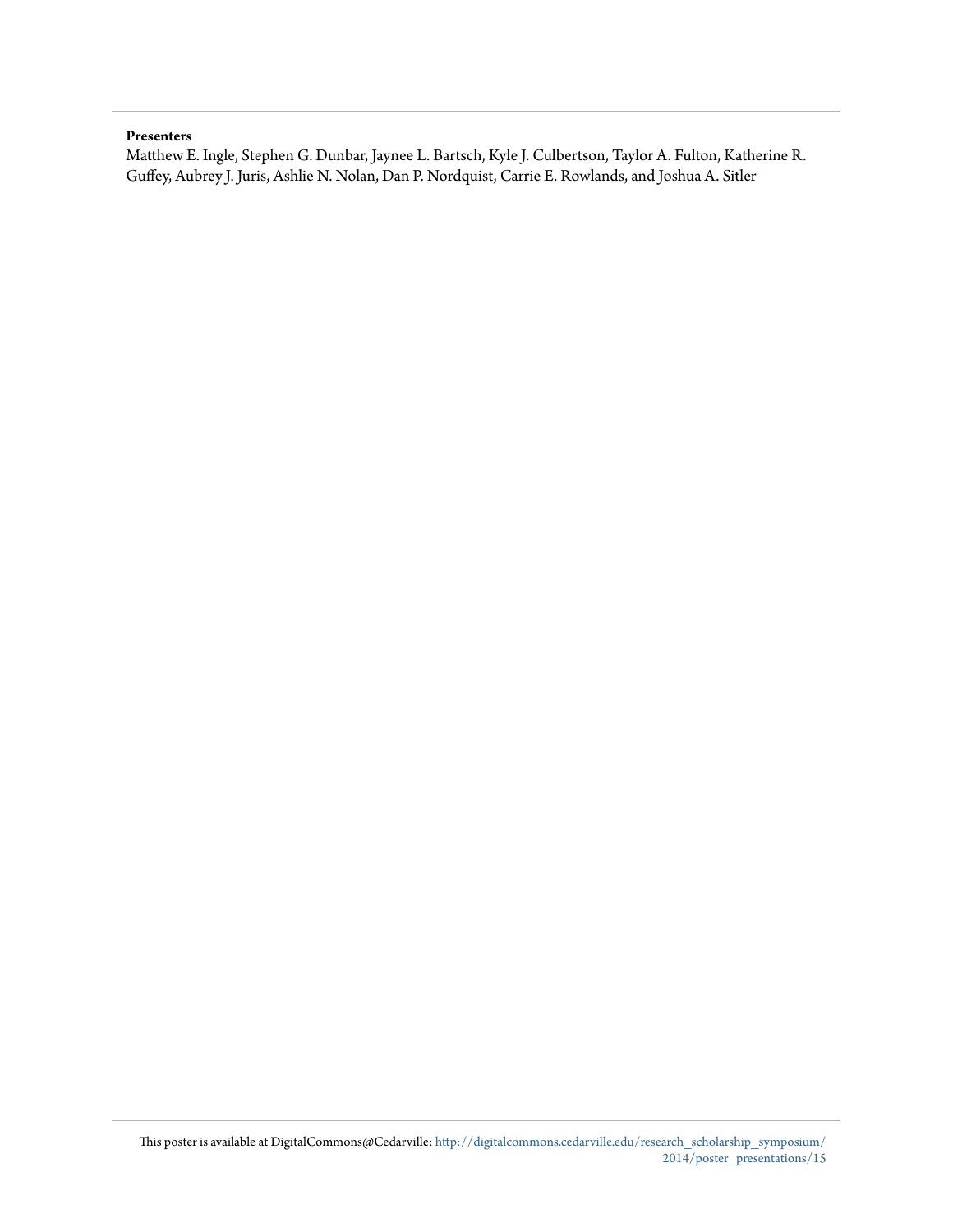**Presenters**

Matthew E. Ingle, Stephen G. Dunbar, Jaynee L. Bartsch, Kyle J. Culbertson, Taylor A. Fulton, Katherine R. Guffey, Aubrey J. Juris, Ashlie N. Nolan, Dan P. Nordquist, Carrie E. Rowlands, and Joshua A. Sitler

This poster is available at DigitalCommons@Cedarville: http://digitalcommons.cedarville.edu/research_scholarship_symposium/2014/poster_presentations/15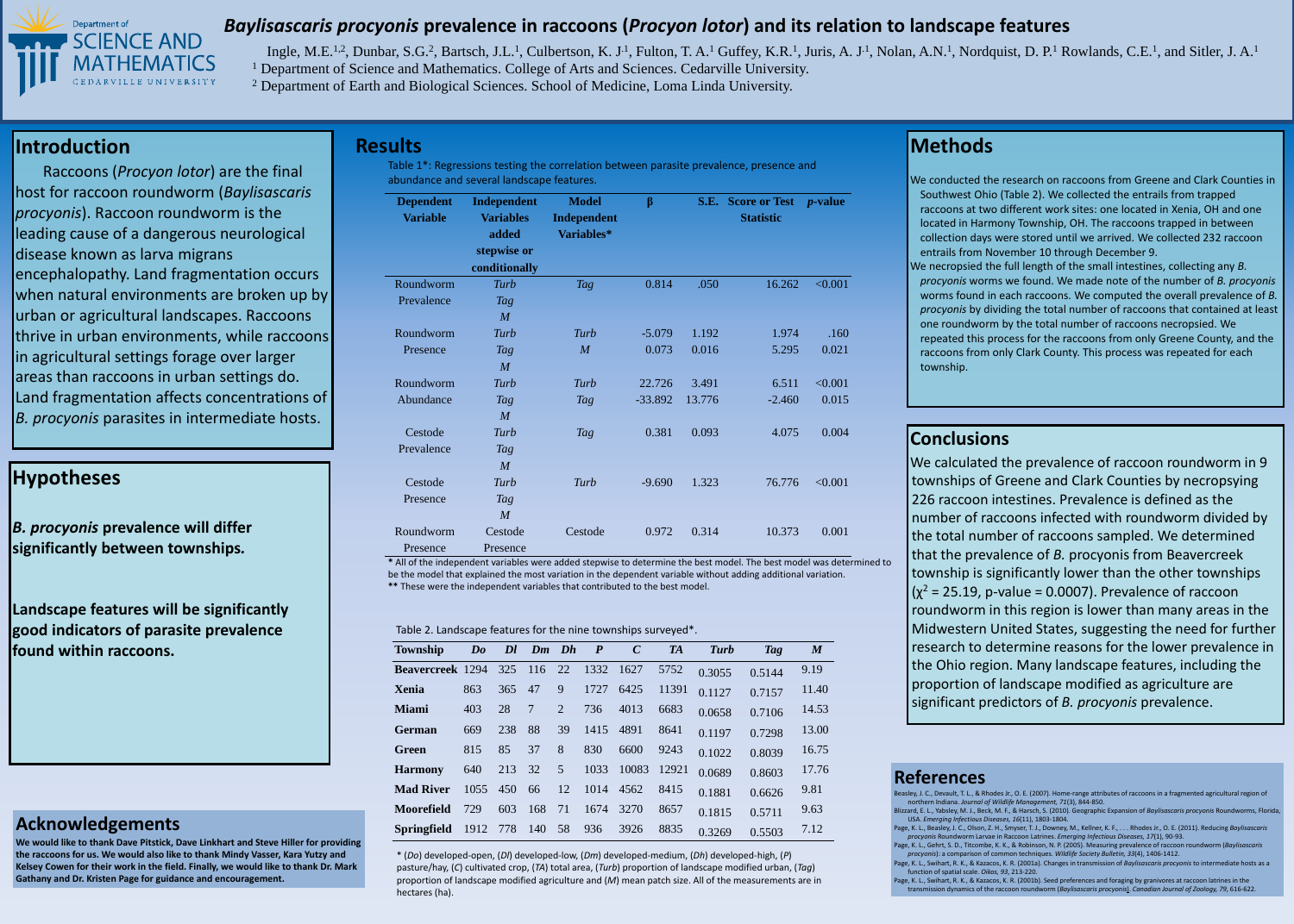# *Baylisascaris procyonis* prevalence in raccoons (*Procyon lotor*) and its relation to landscape features

Ingle, M.E.[1,2], Dunbar, S.G.[2], Bartsch, J.L.[1], Culbertson, K. J.[1], Fulton, T. A.[1] Guffey, K.R.[1], Juris, A. J.[1], Nolan, A.N.[1], Nordquist, D. P.[1] Rowlands, C.E.[1], and Sitler, J. A.[1]

[1] Department of Science and Mathematics. College of Arts and Sciences. Cedarville University.

[2] Department of Earth and Biological Sciences. School of Medicine, Loma Linda University.

## Introduction

Raccoons (*Procyon lotor*) are the final host for raccoon roundworm (*Baylisascaris procyonis*). Raccoon roundworm is the leading cause of a dangerous neurological disease known as larva migrans encephalopathy. Land fragmentation occurs when natural environments are broken up by urban or agricultural landscapes. Raccoons thrive in urban environments, while raccoons in agricultural settings forage over larger areas than raccoons in urban settings do. Land fragmentation affects concentrations of *B. procyonis* parasites in intermediate hosts.

## Hypotheses

***B. procyonis* prevalence will differ significantly between townships.**

**Landscape features will be significantly good indicators of parasite prevalence found within raccoons.**

## Acknowledgements

**We would like to thank Dave Pitstick, Dave Linkhart and Steve Hiller for providing the raccoons for us. We would also like to thank Mindy Vasser, Kara Yutzy and Kelsey Cowen for their work in the field. Finally, we would like to thank Dr. Mark Gathany and Dr. Kristen Page for guidance and encouragement.**

## Results

Table 1*: Regressions testing the correlation between parasite prevalence, presence and abundance and several landscape features.

| Dependent Variable | Independent Variables added stepwise or conditionally | Model Independent Variables* | β | S.E. | Score or Test Statistic | *p*-value |
|---|---|---|---|---|---|---|
| Roundworm Prevalence | *Turb*, *Tag*, *M* | *Tag* | 0.814 | .050 | 16.262 | <0.001 |
| Roundworm Presence | *Turb*, *Tag*, *M* | *Turb* | -5.079 | 1.192 | 1.974 | .160 |
| | | *M* | 0.073 | 0.016 | 5.295 | 0.021 |
| Roundworm Abundance | *Turb*, *Tag*, *M* | *Turb* | 22.726 | 3.491 | 6.511 | <0.001 |
| | | *Tag* | -33.892 | 13.776 | -2.460 | 0.015 |
| Cestode Prevalence | *Turb*, *Tag*, *M* | *Tag* | 0.381 | 0.093 | 4.075 | 0.004 |
| Cestode Presence | *Turb*, *Tag*, *M* | *Turb* | -9.690 | 1.323 | 76.776 | <0.001 |
| Roundworm Presence | Cestode Presence | Cestode | 0.972 | 0.314 | 10.373 | 0.001 |

\* All of the independent variables were added stepwise to determine the best model. The best model was determined to be the model that explained the most variation in the dependent variable without adding additional variation.
\*\* These were the independent variables that contributed to the best model.

Table 2. Landscape features for the nine townships surveyed*.

| Township | *Do* | *Dl* | *Dm* | *Dh* | *P* | *C* | *TA* | *Turb* | *Tag* | *M* |
|---|---|---|---|---|---|---|---|---|---|---|
| **Beavercreek** | 1294 | 325 | 116 | 22 | 1332 | 1627 | 5752 | 0.3055 | 0.5144 | 9.19 |
| **Xenia** | 863 | 365 | 47 | 9 | 1727 | 6425 | 11391 | 0.1127 | 0.7157 | 11.40 |
| **Miami** | 403 | 28 | 7 | 2 | 736 | 4013 | 6683 | 0.0658 | 0.7106 | 14.53 |
| **German** | 669 | 238 | 88 | 39 | 1415 | 4891 | 8641 | 0.1197 | 0.7298 | 13.00 |
| **Green** | 815 | 85 | 37 | 8 | 830 | 6600 | 9243 | 0.1022 | 0.8039 | 16.75 |
| **Harmony** | 640 | 213 | 32 | 5 | 1033 | 10083 | 12921 | 0.0689 | 0.8603 | 17.76 |
| **Mad River** | 1055 | 450 | 66 | 12 | 1014 | 4562 | 8415 | 0.1881 | 0.6626 | 9.81 |
| **Moorefield** | 729 | 603 | 168 | 71 | 1674 | 3270 | 8657 | 0.1815 | 0.5711 | 9.63 |
| **Springfield** | 1912 | 778 | 140 | 58 | 936 | 3926 | 8835 | 0.3269 | 0.5503 | 7.12 |

\* (*Do*) developed-open, (*Dl*) developed-low, (*Dm*) developed-medium, (*Dh*) developed-high, (*P*) pasture/hay, (*C*) cultivated crop, (*TA*) total area, (*Turb*) proportion of landscape modified urban, (*Tag*) proportion of landscape modified agriculture and (*M*) mean patch size. All of the measurements are in hectares (ha).

## Methods

We conducted the research on raccoons from Greene and Clark Counties in Southwest Ohio (Table 2). We collected the entrails from trapped raccoons at two different work sites: one located in Xenia, OH and one located in Harmony Township, OH. The raccoons trapped in between collection days were stored until we arrived. We collected 232 raccoon entrails from November 10 through December 9.

We necropsied the full length of the small intestines, collecting any *B. procyonis* worms we found. We made note of the number of *B. procyonis* worms found in each raccoons. We computed the overall prevalence of *B. procyonis* by dividing the total number of raccoons that contained at least one roundworm by the total number of raccoons necropsied. We repeated this process for the raccoons from only Greene County, and the raccoons from only Clark County. This process was repeated for each township.

## Conclusions

We calculated the prevalence of raccoon roundworm in 9 townships of Greene and Clark Counties by necropsying 226 raccoon intestines. Prevalence is defined as the number of raccoons infected with roundworm divided by the total number of raccoons sampled. We determined that the prevalence of *B.* procyonis from Beavercreek township is significantly lower than the other townships ($\chi^2 = 25.19$, p-value = 0.0007). Prevalence of raccoon roundworm in this region is lower than many areas in the Midwestern United States, suggesting the need for further research to determine reasons for the lower prevalence in the Ohio region. Many landscape features, including the proportion of landscape modified as agriculture are significant predictors of *B. procyonis* prevalence.

## References

Beasley, J. C., Devault, T. L., & Rhodes Jr., O. E. (2007). Home-range attributes of raccoons in a fragmented agricultural region of northern Indiana. *Journal of Wildlife Management, 71*(3), 844-850.

Blizzard, E. L., Yabsley, M. J., Beck, M. F., & Harsch, S. (2010). Geographic Expansion of *Baylisascaris procyonis* Roundworms, Florida, USA. *Emerging Infectious Diseases, 16*(11), 1803-1804.

Page, K. L., Beasley, J. C., Olson, Z. H., Smyser, T. J., Downey, M., Kellner, K. F., . . . Rhodes Jr., O. E. (2011). Reducing *Baylisascaris procyonis* Roundworm Larvae in Raccoon Latrines. *Emerging Infectious Diseases, 17*(1), 90-93.

Page, K. L., Gehrt, S. D., Titcombe, K. K., & Robinson, N. P. (2005). Measuring prevalence of raccoon roundworm (*Baylisascaris procyonis*): a comparison of common techniques. *Wildlife Society Bulletin, 33*(4), 1406-1412.

Page, K. L., Swihart, R. K., & Kazacos, K. R. (2001a). Changes in transmission of *Baylisascaris procyonis* to intermediate hosts as a function of spatial scale. *Oikos, 93*, 213-220.

Page, K. L., Swihart, R. K., & Kazacos, K. R. (2001b). Seed preferences and foraging by granivores at raccoon latrines in the transmission dynamics of the raccoon roundworm (*Baylisascaris procyonis*). *Canadian Journal of Zoology, 79*, 616-622.